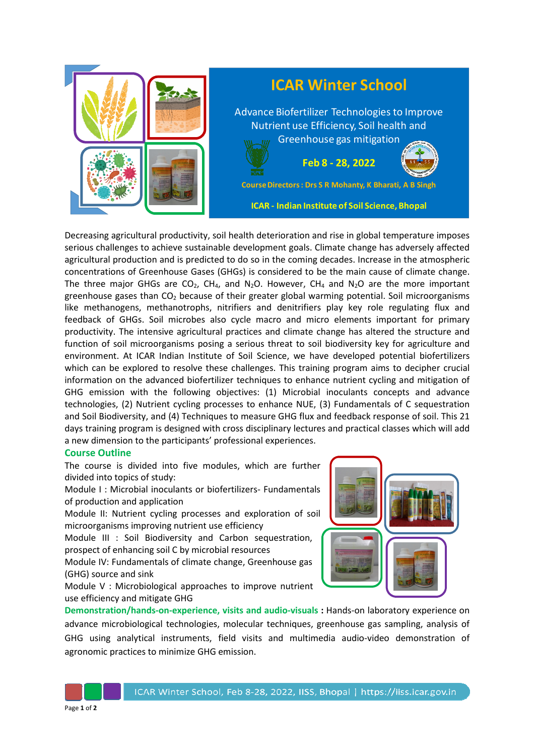# ICAR Winter School

Advance Biofertilizer Technologies to Improve Nutrient use Efficiency, Soil health and Greenhouse gas mitigation

**Feb 8 - 28, 2022**

**Course Directors : Drs S R Mohanty, K Bharati, A B Singh**

**ICAR - Indian Institute of Soil Science, Bhopal**

Decreasing agricultural productivity, soil health deterioration and rise in global temperature imposes serious challenges to achieve sustainable development goals. Climate change has adversely affected agricultural production and is predicted to do so in the coming decades. Increase in the atmospheric concentrations of Greenhouse Gases (GHGs) is considered to be the main cause of climate change. The three major GHGs are $CO_2$, $CH_4$, and $N_2O$. However, $CH_4$ and $N_2O$ are the more important greenhouse gases than $CO_2$ because of their greater global warming potential. Soil microorganisms like methanogens, methanotrophs, nitrifiers and denitrifiers play key role regulating flux and feedback of GHGs. Soil microbes also cycle macro and micro elements important for primary productivity. The intensive agricultural practices and climate change has altered the structure and function of soil microorganisms posing a serious threat to soil biodiversity key for agriculture and environment. At ICAR Indian Institute of Soil Science, we have developed potential biofertilizers which can be explored to resolve these challenges. This training program aims to decipher crucial information on the advanced biofertilizer techniques to enhance nutrient cycling and mitigation of GHG emission with the following objectives: (1) Microbial inoculants concepts and advance technologies, (2) Nutrient cycling processes to enhance NUE, (3) Fundamentals of C sequestration and Soil Biodiversity, and (4) Techniques to measure GHG flux and feedback response of soil. This 21 days training program is designed with cross disciplinary lectures and practical classes which will add a new dimension to the participants' professional experiences.

## Course Outline

The course is divided into five modules, which are further divided into topics of study:

Module I : Microbial inoculants or biofertilizers- Fundamentals of production and application

Module II: Nutrient cycling processes and exploration of soil microorganisms improving nutrient use efficiency

Module III : Soil Biodiversity and Carbon sequestration, prospect of enhancing soil C by microbial resources

Module IV: Fundamentals of climate change, Greenhouse gas (GHG) source and sink

Module V : Microbiological approaches to improve nutrient use efficiency and mitigate GHG

**Demonstration/hands-on-experience, visits and audio-visuals :** Hands-on laboratory experience on advance microbiological technologies, molecular techniques, greenhouse gas sampling, analysis of GHG using analytical instruments, field visits and multimedia audio-video demonstration of agronomic practices to minimize GHG emission.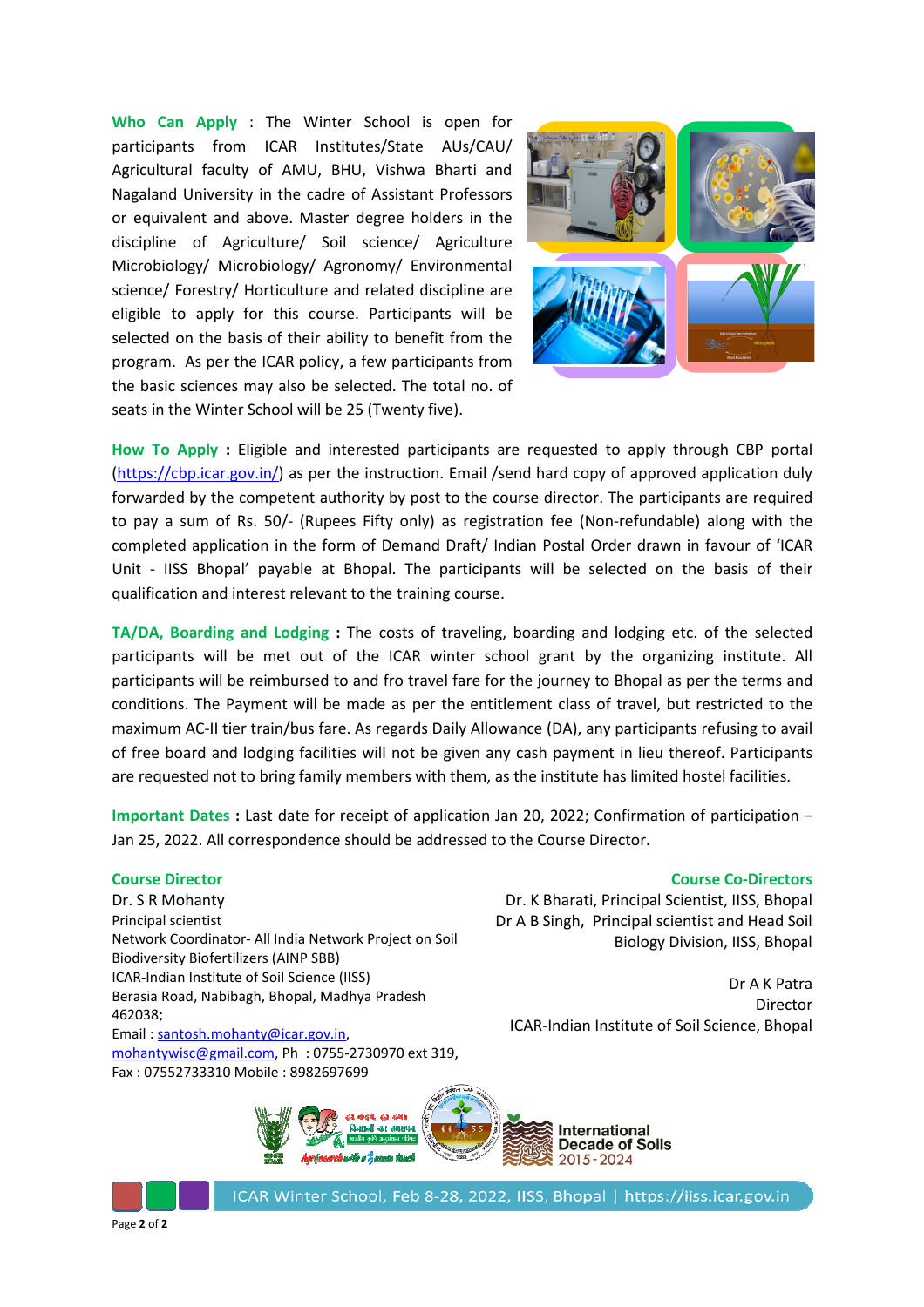**Who Can Apply** : The Winter School is open for participants from ICAR Institutes/State AUs/CAU/ Agricultural faculty of AMU, BHU, Vishwa Bharti and Nagaland University in the cadre of Assistant Professors or equivalent and above. Master degree holders in the discipline of Agriculture/ Soil science/ Agriculture Microbiology/ Microbiology/ Agronomy/ Environmental science/ Forestry/ Horticulture and related discipline are eligible to apply for this course. Participants will be selected on the basis of their ability to benefit from the program. As per the ICAR policy, a few participants from the basic sciences may also be selected. The total no. of seats in the Winter School will be 25 (Twenty five).

**How To Apply :** Eligible and interested participants are requested to apply through CBP portal (https://cbp.icar.gov.in/) as per the instruction. Email /send hard copy of approved application duly forwarded by the competent authority by post to the course director. The participants are required to pay a sum of Rs. 50/- (Rupees Fifty only) as registration fee (Non-refundable) along with the completed application in the form of Demand Draft/ Indian Postal Order drawn in favour of 'ICAR Unit - IISS Bhopal' payable at Bhopal. The participants will be selected on the basis of their qualification and interest relevant to the training course.

**TA/DA, Boarding and Lodging :** The costs of traveling, boarding and lodging etc. of the selected participants will be met out of the ICAR winter school grant by the organizing institute. All participants will be reimbursed to and fro travel fare for the journey to Bhopal as per the terms and conditions. The Payment will be made as per the entitlement class of travel, but restricted to the maximum AC-II tier train/bus fare. As regards Daily Allowance (DA), any participants refusing to avail of free board and lodging facilities will not be given any cash payment in lieu thereof. Participants are requested not to bring family members with them, as the institute has limited hostel facilities.

**Important Dates :** Last date for receipt of application Jan 20, 2022; Confirmation of participation – Jan 25, 2022. All correspondence should be addressed to the Course Director.

**Course Director**

Dr. S R Mohanty
Principal scientist
Network Coordinator- All India Network Project on Soil Biodiversity Biofertilizers (AINP SBB)
ICAR-Indian Institute of Soil Science (IISS)
Berasia Road, Nabibagh, Bhopal, Madhya Pradesh 462038;
Email : santosh.mohanty@icar.gov.in, mohantywisc@gmail.com, Ph : 0755-2730970 ext 319,
Fax : 07552733310 Mobile : 8982697699

**Course Co-Directors**

Dr. K Bharati, Principal Scientist, IISS, Bhopal
Dr A B Singh, Principal scientist and Head Soil Biology Division, IISS, Bhopal

Dr A K Patra
Director
ICAR-Indian Institute of Soil Science, Bhopal

International Decade of Soils 2015-2024

ICAR Winter School, Feb 8-28, 2022, IISS, Bhopal | https://iiss.icar.gov.in